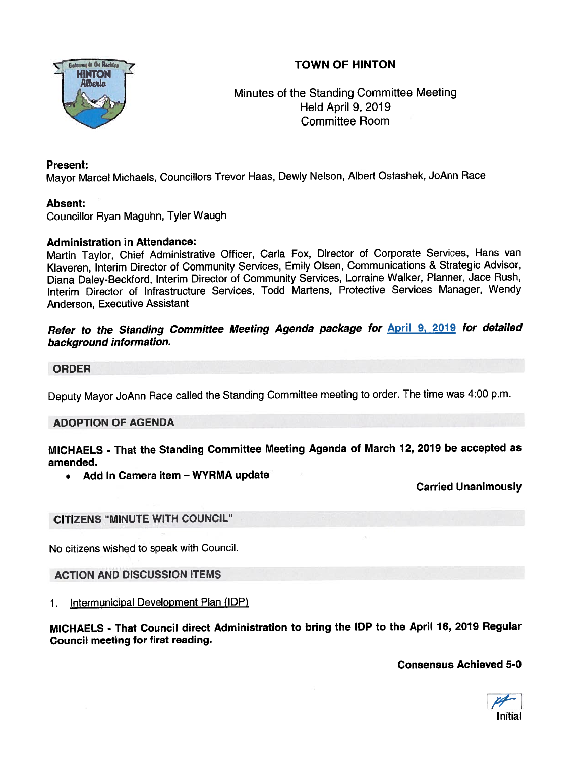# TOWN OF HINTON

Minutes of the Standing Committee Meeting
Held April 9, 2019
Committee Room

**Present:**
Mayor Marcel Michaels, Councillors Trevor Haas, Dewly Nelson, Albert Ostashek, JoAnn Race

**Absent:**
Councillor Ryan Maguhn, Tyler Waugh

**Administration in Attendance:**
Martin Taylor, Chief Administrative Officer, Carla Fox, Director of Corporate Services, Hans van Klaveren, Interim Director of Community Services, Emily Olsen, Communications & Strategic Advisor, Diana Daley-Beckford, Interim Director of Community Services, Lorraine Walker, Planner, Jace Rush, Interim Director of Infrastructure Services, Todd Martens, Protective Services Manager, Wendy Anderson, Executive Assistant

***Refer to the Standing Committee Meeting Agenda package for April 9, 2019 for detailed background information.***

## ORDER

Deputy Mayor JoAnn Race called the Standing Committee meeting to order. The time was 4:00 p.m.

## ADOPTION OF AGENDA

**MICHAELS - That the Standing Committee Meeting Agenda of March 12, 2019 be accepted as amended.**

- **Add In Camera item – WYRMA update**

**Carried Unanimously**

## CITIZENS "MINUTE WITH COUNCIL"

No citizens wished to speak with Council.

## ACTION AND DISCUSSION ITEMS

1. Intermunicipal Development Plan (IDP)

**MICHAELS - That Council direct Administration to bring the IDP to the April 16, 2019 Regular Council meeting for first reading.**

**Consensus Achieved 5-0**

Initial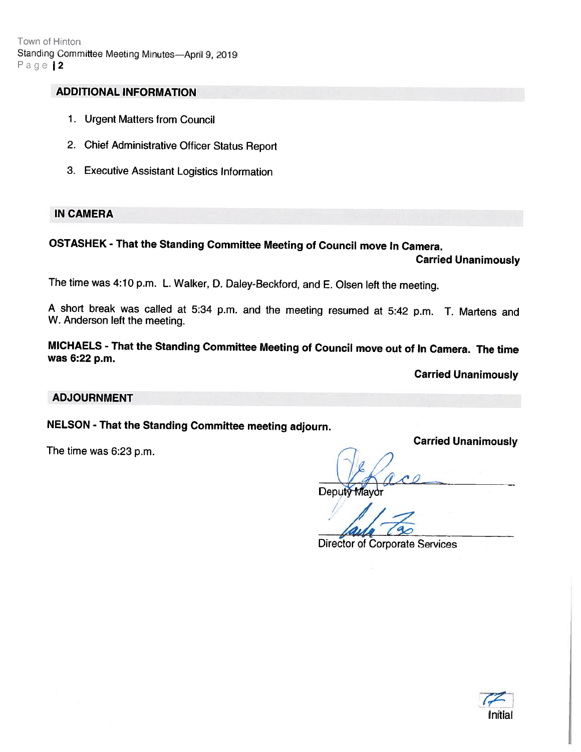## ADDITIONAL INFORMATION

1. Urgent Matters from Council
2. Chief Administrative Officer Status Report
3. Executive Assistant Logistics Information

## IN CAMERA

**OSTASHEK - That the Standing Committee Meeting of Council move In Camera.**

**Carried Unanimously**

The time was 4:10 p.m. L. Walker, D. Daley-Beckford, and E. Olsen left the meeting.

A short break was called at 5:34 p.m. and the meeting resumed at 5:42 p.m. T. Martens and W. Anderson left the meeting.

**MICHAELS - That the Standing Committee Meeting of Council move out of In Camera. The time was 6:22 p.m.**

**Carried Unanimously**

## ADJOURNMENT

**NELSON - That the Standing Committee meeting adjourn.**

**Carried Unanimously**

The time was 6:23 p.m.

Deputy Mayor

Director of Corporate Services

Initial